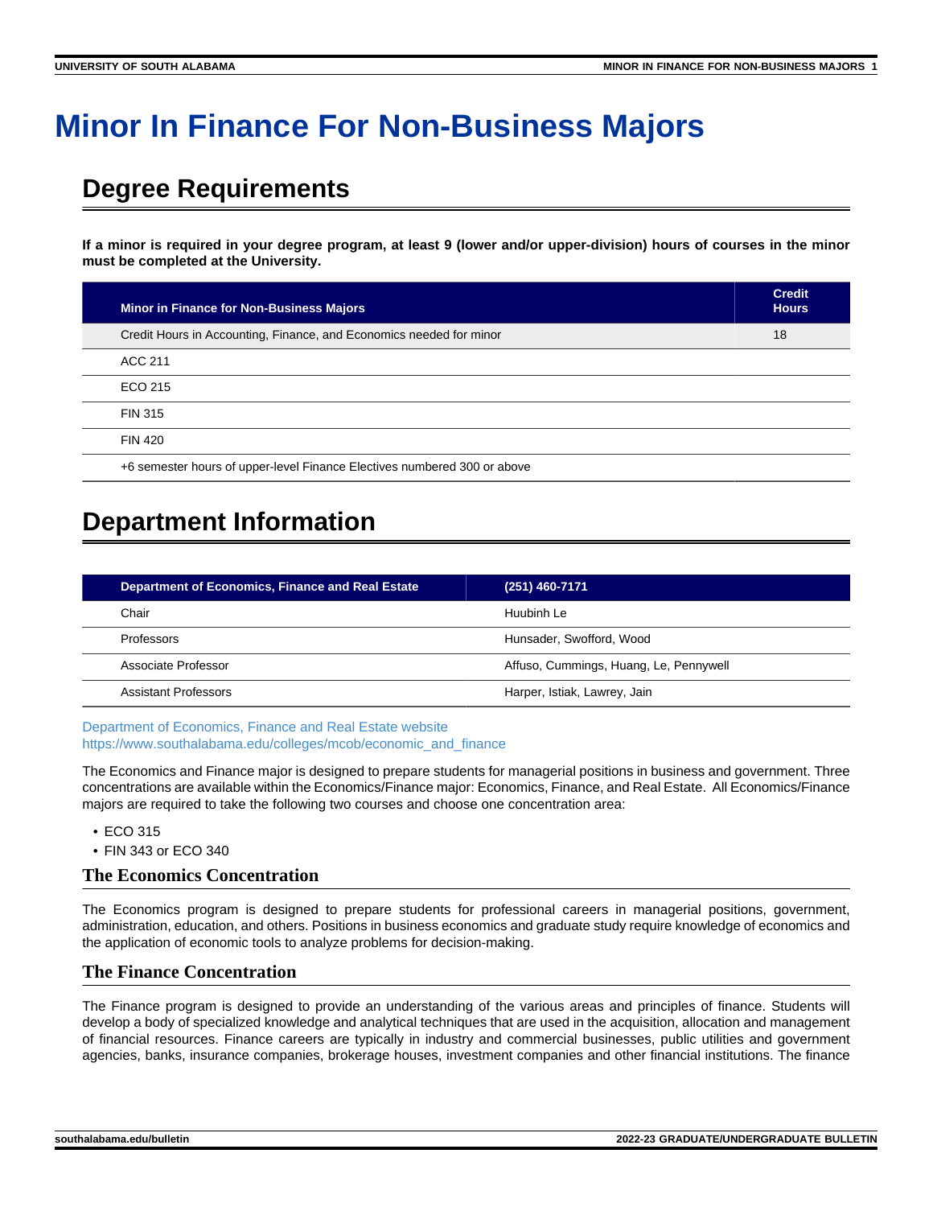# Minor In Finance For Non-Business Majors

## Degree Requirements

**If a minor is required in your degree program, at least 9 (lower and/or upper-division) hours of courses in the minor must be completed at the University.**

| Minor in Finance for Non-Business Majors | Credit Hours |
|---|---|
| Credit Hours in Accounting, Finance, and Economics needed for minor | 18 |
| ACC 211 | |
| ECO 215 | |
| FIN 315 | |
| FIN 420 | |
| +6 semester hours of upper-level Finance Electives numbered 300 or above | |

## Department Information

| Department of Economics, Finance and Real Estate | (251) 460-7171 |
|---|---|
| Chair | Huubinh Le |
| Professors | Hunsader, Swofford, Wood |
| Associate Professor | Affuso, Cummings, Huang, Le, Pennywell |
| Assistant Professors | Harper, Istiak, Lawrey, Jain |

Department of Economics, Finance and Real Estate website
https://www.southalabama.edu/colleges/mcob/economic_and_finance

The Economics and Finance major is designed to prepare students for managerial positions in business and government. Three concentrations are available within the Economics/Finance major: Economics, Finance, and Real Estate. All Economics/Finance majors are required to take the following two courses and choose one concentration area:

- ECO 315
- FIN 343 or ECO 340

### The Economics Concentration

The Economics program is designed to prepare students for professional careers in managerial positions, government, administration, education, and others. Positions in business economics and graduate study require knowledge of economics and the application of economic tools to analyze problems for decision-making.

### The Finance Concentration

The Finance program is designed to provide an understanding of the various areas and principles of finance. Students will develop a body of specialized knowledge and analytical techniques that are used in the acquisition, allocation and management of financial resources. Finance careers are typically in industry and commercial businesses, public utilities and government agencies, banks, insurance companies, brokerage houses, investment companies and other financial institutions. The finance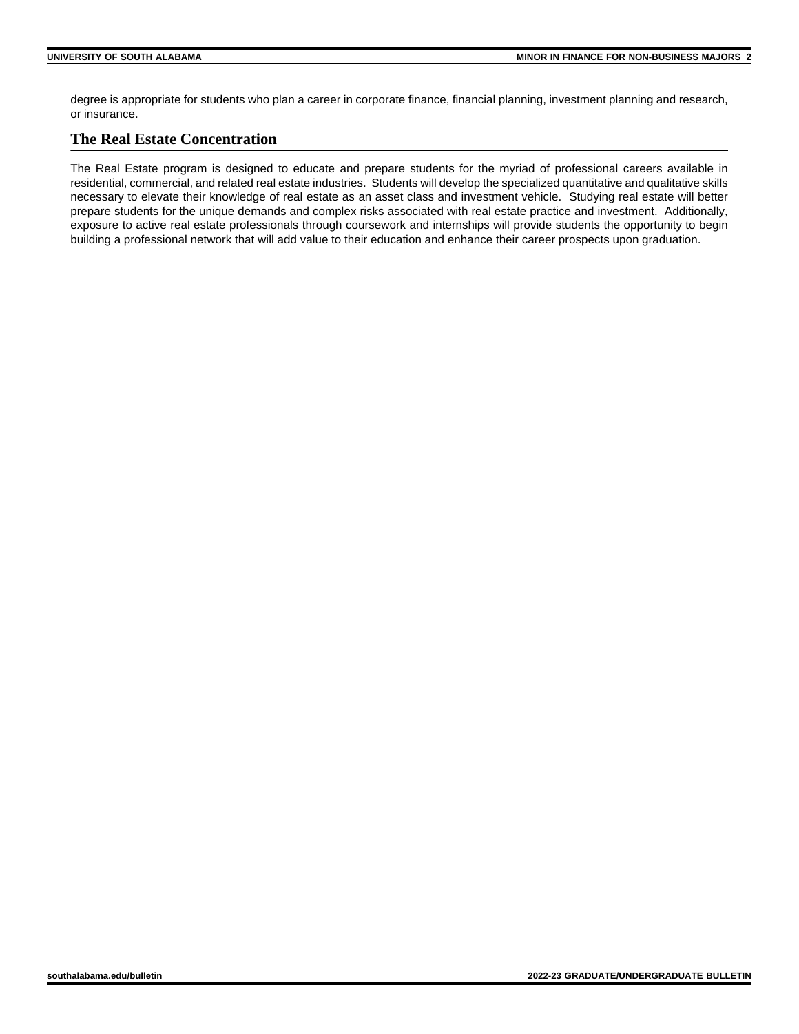degree is appropriate for students who plan a career in corporate finance, financial planning, investment planning and research, or insurance.

## The Real Estate Concentration

The Real Estate program is designed to educate and prepare students for the myriad of professional careers available in residential, commercial, and related real estate industries. Students will develop the specialized quantitative and qualitative skills necessary to elevate their knowledge of real estate as an asset class and investment vehicle. Studying real estate will better prepare students for the unique demands and complex risks associated with real estate practice and investment. Additionally, exposure to active real estate professionals through coursework and internships will provide students the opportunity to begin building a professional network that will add value to their education and enhance their career prospects upon graduation.